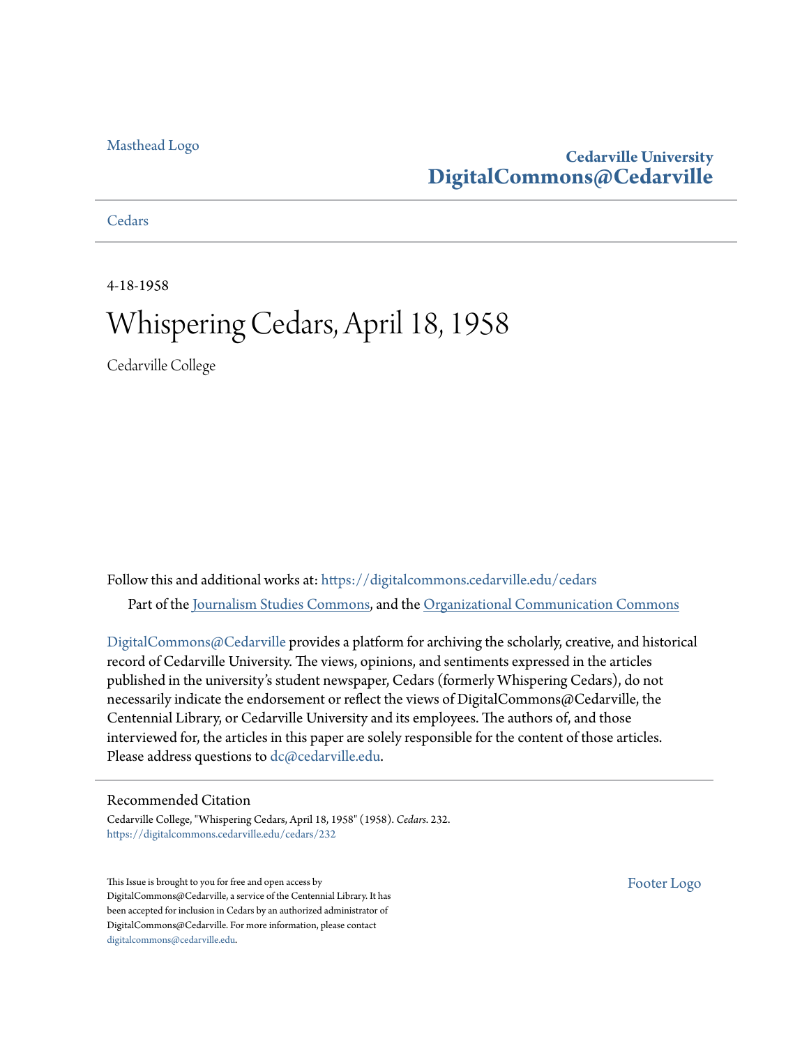Masthead Logo

**Cedarville University**
**DigitalCommons@Cedarville**

Cedars

4-18-1958

# Whispering Cedars, April 18, 1958

Cedarville College

Follow this and additional works at: https://digitalcommons.cedarville.edu/cedars

Part of the Journalism Studies Commons, and the Organizational Communication Commons

DigitalCommons@Cedarville provides a platform for archiving the scholarly, creative, and historical record of Cedarville University. The views, opinions, and sentiments expressed in the articles published in the university's student newspaper, Cedars (formerly Whispering Cedars), do not necessarily indicate the endorsement or reflect the views of DigitalCommons@Cedarville, the Centennial Library, or Cedarville University and its employees. The authors of, and those interviewed for, the articles in this paper are solely responsible for the content of those articles. Please address questions to dc@cedarville.edu.

## Recommended Citation

Cedarville College, "Whispering Cedars, April 18, 1958" (1958). *Cedars*. 232.
https://digitalcommons.cedarville.edu/cedars/232

This Issue is brought to you for free and open access by DigitalCommons@Cedarville, a service of the Centennial Library. It has been accepted for inclusion in Cedars by an authorized administrator of DigitalCommons@Cedarville. For more information, please contact digitalcommons@cedarville.edu.

Footer Logo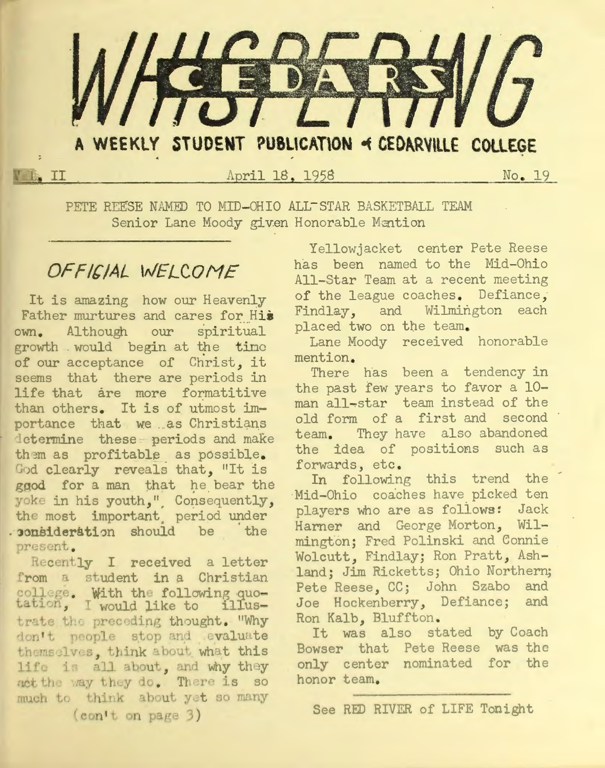# WHISPERING CEDARS

**A WEEKLY STUDENT PUBLICATION of CEDARVILLE COLLEGE**

Vol. II — April 18, 1958 — No. 19

## PETE REESE NAMED TO MID-OHIO ALL-STAR BASKETBALL TEAM
### Senior Lane Moody given Honorable Mention

## *OFFICIAL WELCOME*

It is amazing how our Heavenly Father murtures and cares for His own. Although our spiritual growth would begin at the time of our acceptance of Christ, it seems that there are periods in life that are more formatitive than others. It is of utmost importance that we as Christians determine these periods and make them as profitable as possible. God clearly reveals that, "It is good for a man that he bear the yoke in his youth," Consequently, the most important period under consideration should be the present.

Recently I received a letter from a student in a Christian college. With the following quotation, I would like to illustrate the preceding thought. "Why don't people stop and evaluate themselves, think about what this life is all about, and why they act the way they do. There is so much to think about yet so many

(con't on page 3)

Yellowjacket center Pete Reese has been named to the Mid-Ohio All-Star Team at a recent meeting of the league coaches. Defiance, Findlay, and Wilmington each placed two on the team.

Lane Moody received honorable mention.

There has been a tendency in the past few years to favor a 10-man all-star team instead of the old form of a first and second team. They have also abandoned the idea of positions such as forwards, etc.

In following this trend the Mid-Ohio coaches have picked ten players who are as follows: Jack Harner and George Morton, Wilmington; Fred Polinski and Connie Wolcutt, Findlay; Ron Pratt, Ashland; Jim Ricketts; Ohio Northern; Pete Reese, CC; John Szabo and Joe Hockenberry, Defiance; and Ron Kalb, Bluffton.

It was also stated by Coach Bowser that Pete Reese was the only center nominated for the honor team.

See RED RIVER of LIFE Tonight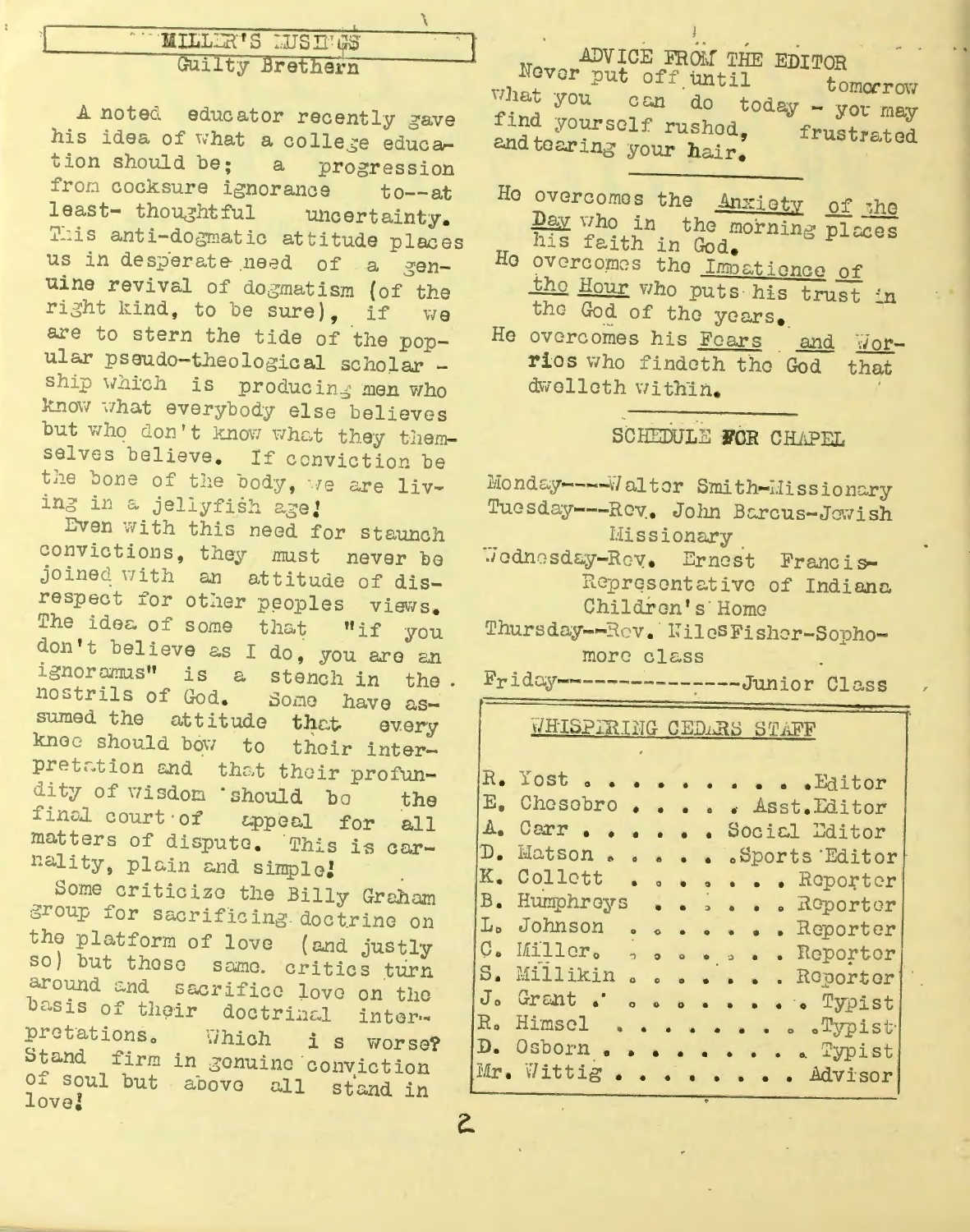## MILLER'S MUSINGS

### Guilty Brethern

A noted educator recently gave his idea of what a college education should be; a progression from cocksure ignorance to--at least- thoughtful uncertainty. This anti-dogmatic attitude places us in desperate need of a genuine revival of dogmatism (of the right kind, to be sure), if we are to stern the tide of the popular pseudo-theological scholar - ship which is producing men who know what everybody else believes but who don't know what they themselves believe. If conviction be the bone of the body, we are living in a jellyfish age!

Even with this need for staunch convictions, they must never be joined with an attitude of disrespect for other peoples views. The idea of some that "if you don't believe as I do, you are an ignoramus" is a stench in the nostrils of God. Some have assumed the attitude that every knee should bow to their interpretation and that their profundity of wisdom should be the final court of appeal for all matters of dispute. This is carnality, plain and simple!

Some criticize the Billy Graham group for sacrificing doctrine on the platform of love (and justly so) but these same critics turn around and sacrifice love on the basis of their doctrinal interpretations. Which is worse? Stand firm in genuine conviction of soul but above all stand in love!

### ADVICE FROM THE EDITOR

Never put off until tomorrow what you can do today - you may find yourself rushed, frustrated and tearing your hair.

---

He overcomes the Anxiety of the Day who in the morning places his faith in God.

He overcomes the Impatience of the Hour who puts his trust in the God of the years.

He overcomes his Fears and Worries who findeth the God that dwelleth within.

---

### SCHEDULE FOR CHAPEL

Monday----Walter Smith-Missionary

Tuesday---Rev. John Barcus-Jewish Missionary

Wednesday-Rev. Ernest Francis-Representative of Indiana Children's Home

Thursday--Rev. Niles Fisher-Sophomore class

Friday---------------Junior Class

### WHISPERING CEDARS STAFF

| | |
|---|---|
| R. Yost | Editor |
| E. Chesebro | Asst. Editor |
| A. Carr | Social Editor |
| D. Matson | Sports Editor |
| K. Collett | Reporter |
| B. Humphreys | Reporter |
| L. Johnson | Reporter |
| C. Miller | Reporter |
| S. Millikin | Reporter |
| J. Grant | Typist |
| R. Himsel | Typist |
| D. Osborn | Typist |
| Mr. Wittig | Advisor |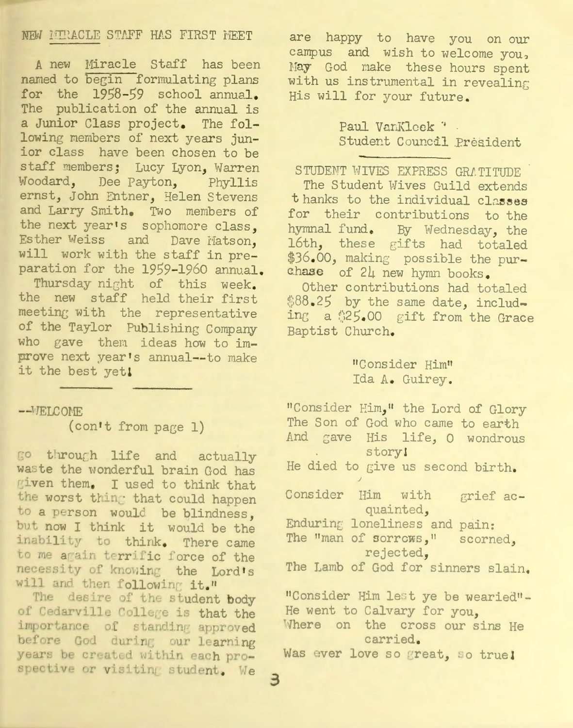## NEW MIRACLE STAFF HAS FIRST MEET

A new Miracle Staff has been named to begin formulating plans for the 1958-59 school annual. The publication of the annual is a Junior Class project. The following members of next years junior class have been chosen to be staff members; Lucy Lyon, Warren Woodard, Dee Payton, Phyllis ernst, John Entner, Helen Stevens and Larry Smith. Two members of the next year's sophomore class, Esther Weiss and Dave Matson, will work with the staff in preparation for the 1959-1960 annual.

Thursday night of this week. the new staff held their first meeting with the representative of the Taylor Publishing Company who gave them ideas how to improve next year's annual--to make it the best yet!

---

## --WELCOME

(con't from page 1)

go through life and actually waste the wonderful brain God has given them. I used to think that the worst thing that could happen to a person would be blindness, but now I think it would be the inability to think. There came to me again terrific force of the necessity of knowing the Lord's will and then following it."

The desire of the student body of Cedarville College is that the importance of standing approved before God during our learning years be created within each prospective or visiting student. We are happy to have you on our campus and wish to welcome you, May God make these hours spent with us instrumental in revealing His will for your future.

Paul VanKleek
Student Council President

---

## STUDENT WIVES EXPRESS GRATITUDE

The Student Wives Guild extends thanks to the individual classes for their contributions to the hymnal fund. By Wednesday, the 16th, these gifts had totaled $36.00, making possible the purchase of 24 new hymn books.

Other contributions had totaled $88.25 by the same date, including a $25.00 gift from the Grace Baptist Church.

## "Consider Him"

Ida A. Guirey.

"Consider Him," the Lord of Glory
The Son of God who came to earth
And gave His life, O wondrous story!
He died to give us second birth.

Consider Him with grief acquainted,
Enduring loneliness and pain:
The "man of sorrows," scorned, rejected,
The Lamb of God for sinners slain.

"Consider Him lest ye be wearied"-
He went to Calvary for you,
Where on the cross our sins He carried.
Was ever love so great, so true!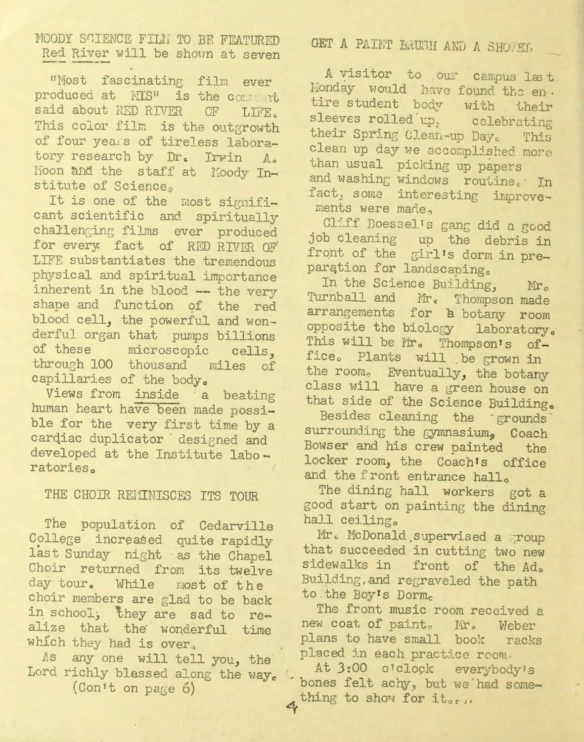## MOODY SCIENCE FILM TO BE FEATURED

Red River will be shown at seven

"Most fascinating film ever produced at MIS" is the comment said about RED RIVER OF LIFE. This color film is the outgrowth of four years of tireless laboratory research by Dr. Irwin A. Moon and the staff at Moody Institute of Science.

It is one of the most significant scientific and spiritually challenging films ever produced for every fact of RED RIVER OF LIFE substantiates the tremendous physical and spiritual importance inherent in the blood -- the very shape and function of the red blood cell, the powerful and wonderful organ that pumps billions of these microscopic cells, through 100 thousand miles of capillaries of the body.

Views from inside a beating human heart have been made possible for the very first time by a cardiac duplicator designed and developed at the Institute laboratories.

## THE CHOIR REMINISCES ITS TOUR

The population of Cedarville College increased quite rapidly last Sunday night as the Chapel Choir returned from its twelve day tour. While most of the choir members are glad to be back in school, they are sad to realize that the wonderful time which they had is over.

As any one will tell you, the Lord richly blessed along the way. (Con't on page 6)

## GET A PAINT BRUSH AND A SHOVEL

A visitor to our campus last Monday would have found the entire student body with their sleeves rolled up, celebrating their Spring Clean-up Day. This clean up day we accomplished more than usual picking up papers and washing windows routine. In fact, some interesting improvements were made.

Cliff Boessel's gang did a good job cleaning up the debris in front of the girl's dorm in preparation for landscaping.

In the Science Building, Mr. Turnball and Mr. Thompson made arrangements for a botany room opposite the biology laboratory. This will be Mr. Thompson's office. Plants will be grown in the room. Eventually, the botany class will have a green house on that side of the Science Building.

Besides cleaning the grounds surrounding the gymnasium, Coach Bowser and his crew painted the locker room, the Coach's office and the front entrance hall.

The dining hall workers got a good start on painting the dining hall ceiling.

Mr. McDonald supervised a group that succeeded in cutting two new sidewalks in front of the Ad. Building, and regraveled the path to the Boy's Dorm.

The front music room received a new coat of paint. Mr. Weber plans to have small book racks placed in each practice room.

At 3:00 o'clock everybody's bones felt achy, but we had something to show for it....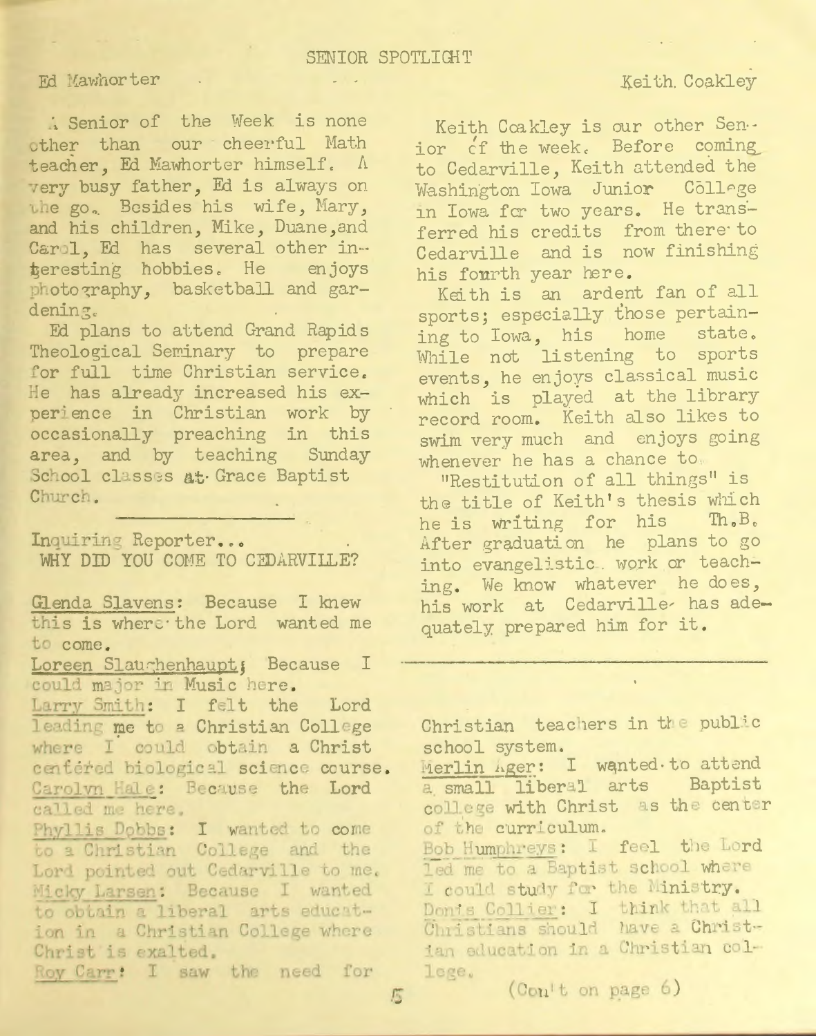# SENIOR SPOTLIGHT

## Ed Mawhorter

A Senior of the Week is none other than our cheerful Math teacher, Ed Mawhorter himself. A very busy father, Ed is always on the go. Besides his wife, Mary, and his children, Mike, Duane, and Carol, Ed has several other interesting hobbies. He enjoys photography, basketball and gardening.

Ed plans to attend Grand Rapids Theological Seminary to prepare for full time Christian service. He has already increased his experience in Christian work by occasionally preaching in this area, and by teaching Sunday School classes at Grace Baptist Church.

## Keith Coakley

Keith Coakley is our other Senior of the week. Before coming to Cedarville, Keith attended the Washington Iowa Junior College in Iowa for two years. He transferred his credits from there to Cedarville and is now finishing his fourth year here.

Keith is an ardent fan of all sports; especially those pertaining to Iowa, his home state. While not listening to sports events, he enjoys classical music which is played at the library record room. Keith also likes to swim very much and enjoys going whenever he has a chance to.

"Restitution of all things" is the title of Keith's thesis which he is writing for his Th.B. After graduation he plans to go into evangelistic work or teaching. We know whatever he does, his work at Cedarville has adequately prepared him for it.

---

## Inquiring Reporter...

### WHY DID YOU COME TO CEDARVILLE?

Glenda Slavens: Because I knew this is where the Lord wanted me to come.

Loreen Slaughenhaupt: Because I could major in Music here.

Larry Smith: I felt the Lord leading me to a Christian College where I could obtain a Christ centered biological science course.

Carolyn Hale: Because the Lord called me here.

Phyllis Dobbs: I wanted to come to a Christian College and the Lord pointed out Cedarville to me.

Micky Larsen: Because I wanted to obtain a liberal arts education in a Christian College where Christ is exalted.

Roy Carr: I saw the need for Christian teachers in the public school system.

Merlin Ager: I wanted to attend a small liberal arts Baptist college with Christ as the center of the curriculum.

Bob Humphreys: I feel the Lord led me to a Baptist school where I could study for the Ministry.

Doris Collier: I think that all Christians should have a Christian education in a Christian college.

(Con't on page 6)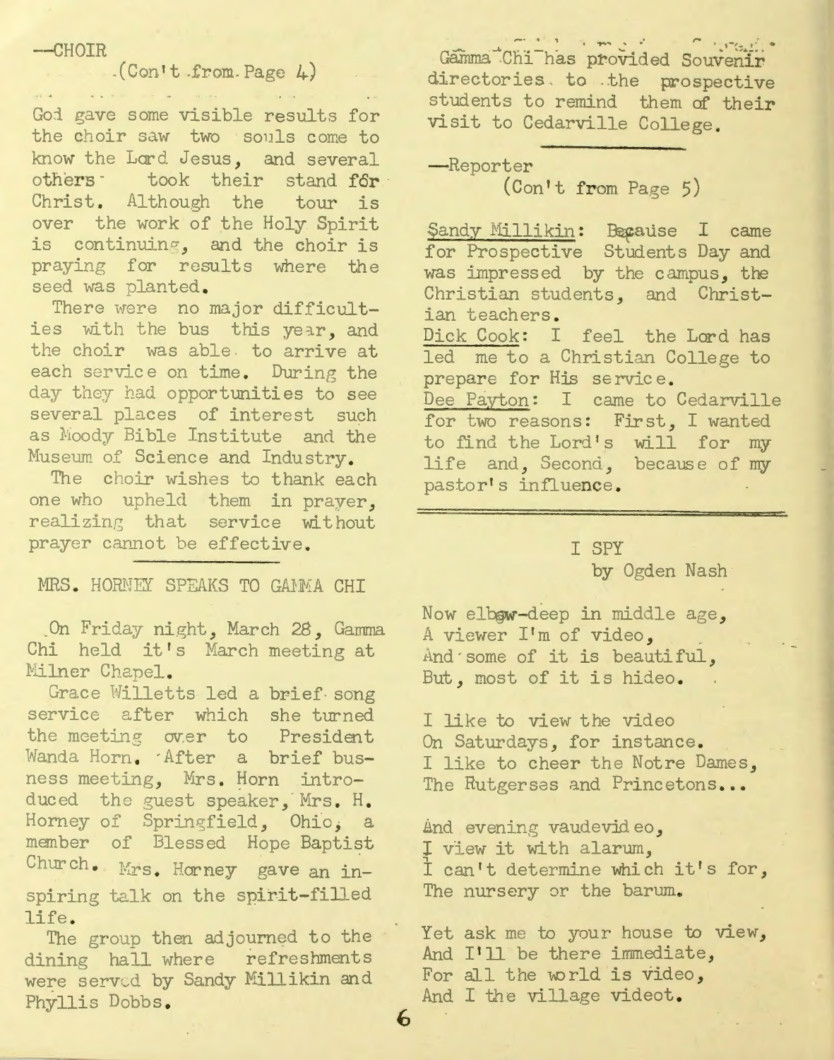—CHOIR

(Con't from Page 4)

God gave some visible results for the choir saw two souls come to know the Lord Jesus, and several others took their stand for Christ. Although the tour is over the work of the Holy Spirit is continuing, and the choir is praying for results where the seed was planted.

There were no major difficulties with the bus this year, and the choir was able to arrive at each service on time. During the day they had opportunities to see several places of interest such as Moody Bible Institute and the Museum of Science and Industry.

The choir wishes to thank each one who upheld them in prayer, realizing that service without prayer cannot be effective.

MRS. HORNEY SPEAKS TO GAMMA CHI

On Friday night, March 28, Gamma Chi held it's March meeting at Milner Chapel.

Grace Willetts led a brief song service after which she turned the meeting over to President Wanda Horn. After a brief business meeting, Mrs. Horn introduced the guest speaker, Mrs. H. Horney of Springfield, Ohio, a member of Blessed Hope Baptist Church. Mrs. Horney gave an inspiring talk on the spirit-filled life.

The group then adjourned to the dining hall where refreshments were served by Sandy Millikin and Phyllis Dobbs.

Gamma Chi has provided Souvenir directories to the prospective students to remind them of their visit to Cedarville College.

—Reporter

(Con't from Page 5)

Sandy Millikin: Because I came for Prospective Students Day and was impressed by the campus, the Christian students, and Christian teachers.

Dick Cook: I feel the Lord has led me to a Christian College to prepare for His service.

Dee Payton: I came to Cedarville for two reasons: First, I wanted to find the Lord's will for my life and, Second, because of my pastor's influence.

I SPY

by Ogden Nash

Now elbow-deep in middle age,
A viewer I'm of video,
And some of it is beautiful,
But, most of it is hideo.

I like to view the video
On Saturdays, for instance.
I like to cheer the Notre Dames,
The Rutgerses and Princetons...

And evening vaudevideo,
I view it with alarum,
I can't determine which it's for,
The nursery or the barum.

Yet ask me to your house to view,
And I'll be there immediate,
For all the world is video,
And I the village videot.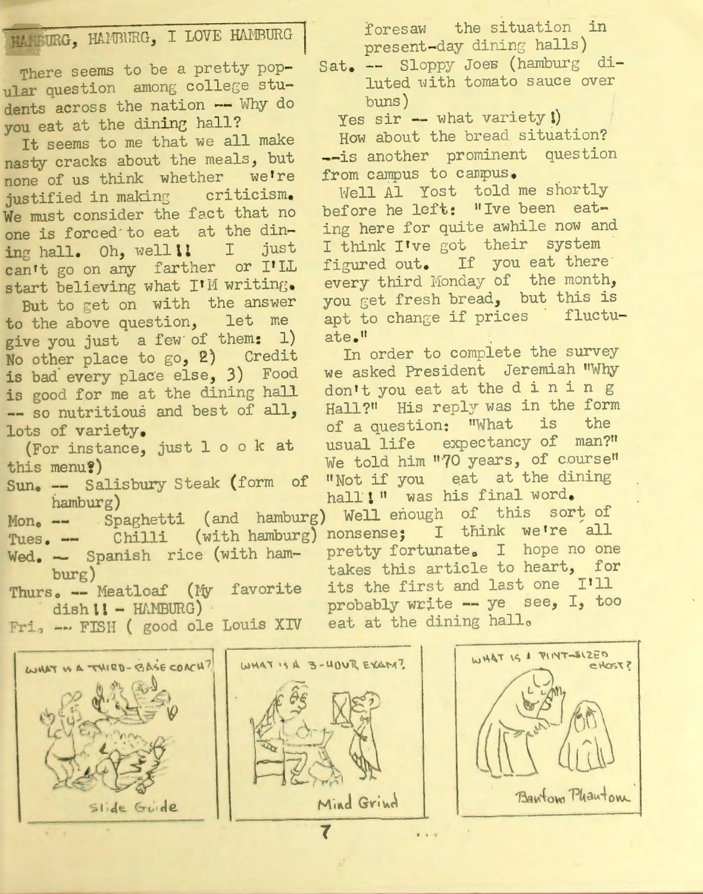## HAMBURG, HAMBURG, I LOVE HAMBURG

There seems to be a pretty popular question among college students across the nation -- Why do you eat at the dining hall?

It seems to me that we all make nasty cracks about the meals, but none of us think whether we're justified in making criticism. We must consider the fact that no one is forced to eat at the dining hall. Oh, well!! I just can't go on any farther or I'LL start believing what I'M writing.

But to get on with the answer to the above question, let me give you just a few of them: 1) No other place to go, 2) Credit is bad every place else, 3) Food is good for me at the dining hall -- so nutritious and best of all, lots of variety.

(For instance, just l o o k at this menu?)

Sun. -- Salisbury Steak (form of hamburg)
Mon. -- Spaghetti (and hamburg)
Tues. -- Chilli (with hamburg)
Wed. -- Spanish rice (with hamburg)
Thurs. -- Meatloaf (My favorite dish!! - HAMBURG)
Fri. -- FISH ( good ole Louis XIV foresaw the situation in present-day dining halls)
Sat. -- Sloppy Joes (hamburg diluted with tomato sauce over buns)

Yes sir -- what variety!)

How about the bread situation? --is another prominent question from campus to campus.

Well Al Yost told me shortly before he left: "Ive been eating here for quite awhile now and I think I've got their system figured out. If you eat there every third Monday of the month, you get fresh bread, but this is apt to change if prices fluctuate."

In order to complete the survey we asked President Jeremiah "Why don't you eat at the d i n i n g Hall?" His reply was in the form of a question: "What is the usual life expectancy of man?" We told him "70 years, of course" "Not if you eat at the dining hall!" was his final word.

Well enough of this sort of nonsense; I think we're all pretty fortunate. I hope no one takes this article to heart, for its the first and last one I'll probably write -- ye see, I, too eat at the dining hall.

WHAT IS A THIRD-BASE COACH?
Slide Guide

WHAT IS A 3-HOUR EXAM?
Mind Grind

WHAT IS A PINT-SIZED GHOST?
Bantom Phantom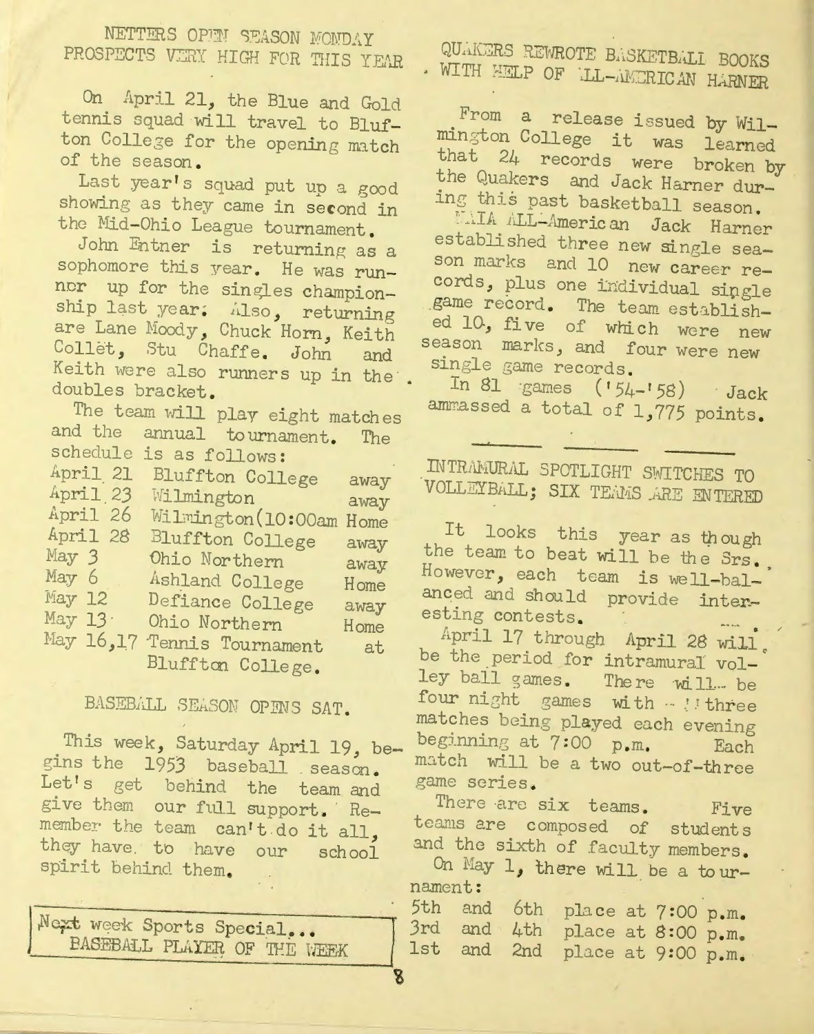## NETTERS OPEN SEASON MONDAY PROSPECTS VERY HIGH FOR THIS YEAR

On April 21, the Blue and Gold tennis squad will travel to Bluffton College for the opening match of the season.

Last year's squad put up a good showing as they came in second in the Mid-Ohio League tournament.

John Entner is returning as a sophomore this year. He was runner up for the singles championship last year. Also, returning are Lane Moody, Chuck Horn, Keith Collet, Stu Chaffe. John and Keith were also runners up in the doubles bracket.

The team will play eight matches and the annual tournament. The schedule is as follows:

| | | |
|---|---|---|
| April 21 | Bluffton College | away |
| April 23 | Wilmington | away |
| April 26 | Wilmington (10:00am | Home |
| April 28 | Bluffton College | away |
| May 3 | Ohio Northern | away |
| May 6 | Ashland College | Home |
| May 12 | Defiance College | away |
| May 13 | Ohio Northern | Home |
| May 16,17 | Tennis Tournament Bluffton College. | at |

## BASEBALL SEASON OPENS SAT.

This week, Saturday April 19, begins the 1953 baseball season. Let's get behind the team and give them our full support. Remember the team can't do it all, they have to have our school spirit behind them.

Next week Sports Special...
BASEBALL PLAYER OF THE WEEK

## QUAKERS REWROTE BASKETBALL BOOKS WITH HELP OF ALL-AMERICAN HARNER

From a release issued by Wilmington College it was learned that 24 records were broken by the Quakers and Jack Harner during this past basketball season.

NAIA ALL-American Jack Harner established three new single season marks and 10 new career records, plus one individual single game record. The team established 10, five of which were new season marks, and four were new single game records.

In 81 games ('54-'58) Jack ammassed a total of 1,775 points.

## INTRAMURAL SPOTLIGHT SWITCHES TO VOLLEYBALL; SIX TEAMS ARE ENTERED

It looks this year as though the team to beat will be the Srs. However, each team is well-balanced and should provide interesting contests.

April 17 through April 28 will be the period for intramural volley ball games. There will be four night games with three matches being played each evening beginning at 7:00 p.m. Each match will be a two out-of-three game series.

There are six teams. Five teams are composed of students and the sixth of faculty members.

On May 1, there will be a tournament:

| | |
|---|---|
| 5th and 6th | place at 7:00 p.m. |
| 3rd and 4th | place at 8:00 p.m. |
| 1st and 2nd | place at 9:00 p.m. |